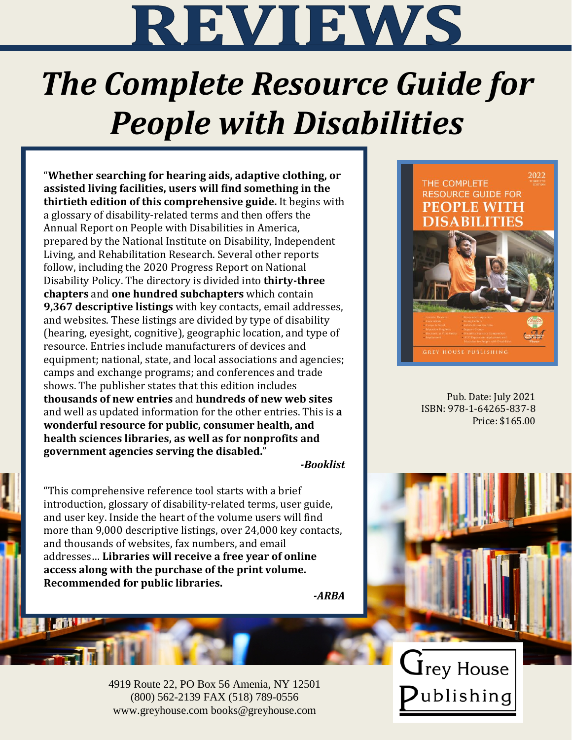# REVIEWS

## *The Complete Resource Guide for People with Disabilities*

"**Whether searching for hearing aids, adaptive clothing, or assisted living facilities, users will find something in the thirtieth edition of this comprehensive guide.** It begins with a glossary of disability-related terms and then offers the Annual Report on People with Disabilities in America, prepared by the National Institute on Disability, Independent Living, and Rehabilitation Research. Several other reports follow, including the 2020 Progress Report on National Disability Policy. The directory is divided into **thirty-three chapters** and **one hundred subchapters** which contain **9,367 descriptive listings** with key contacts, email addresses, and websites. These listings are divided by type of disability (hearing, eyesight, cognitive), geographic location, and type of resource. Entries include manufacturers of devices and equipment; national, state, and local associations and agencies; camps and exchange programs; and conferences and trade shows. The publisher states that this edition includes **thousands of new entries** and **hundreds of new web sites** and well as updated information for the other entries. This is **a wonderful resource for public, consumer health, and health sciences libraries, as well as for nonprofits and government agencies serving the disabled.**"

***-Booklist***

"This comprehensive reference tool starts with a brief introduction, glossary of disability-related terms, user guide, and user key. Inside the heart of the volume users will find more than 9,000 descriptive listings, over 24,000 key contacts, and thousands of websites, fax numbers, and email addresses… **Libraries will receive a free year of online access along with the purchase of the print volume. Recommended for public libraries.**

***-ARBA***

Pub. Date: July 2021
ISBN: 978-1-64265-837-8
Price: $165.00

4919 Route 22, PO Box 56 Amenia, NY 12501
(800) 562-2139 FAX (518) 789-0556
www.greyhouse.com books@greyhouse.com

Grey House Publishing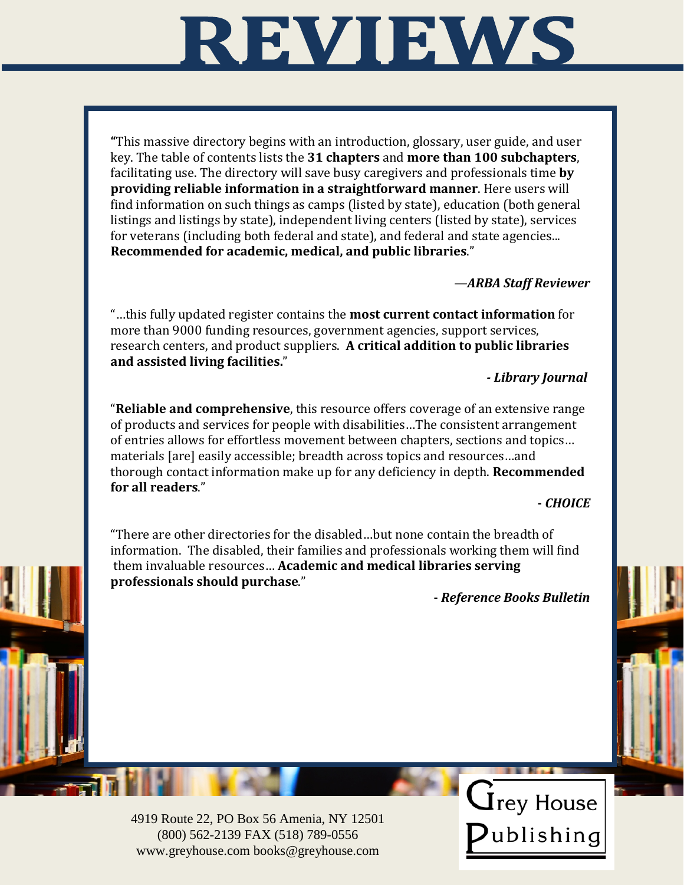# REVIEWS

"This massive directory begins with an introduction, glossary, user guide, and user key. The table of contents lists the **31 chapters** and **more than 100 subchapters**, facilitating use. The directory will save busy caregivers and professionals time **by providing reliable information in a straightforward manner**. Here users will find information on such things as camps (listed by state), education (both general listings and listings by state), independent living centers (listed by state), services for veterans (including both federal and state), and federal and state agencies... **Recommended for academic, medical, and public libraries**."

***—ARBA Staff Reviewer***

"...this fully updated register contains the **most current contact information** for more than 9000 funding resources, government agencies, support services, research centers, and product suppliers. **A critical addition to public libraries and assisted living facilities.**"

***- Library Journal***

"**Reliable and comprehensive**, this resource offers coverage of an extensive range of products and services for people with disabilities...The consistent arrangement of entries allows for effortless movement between chapters, sections and topics... materials [are] easily accessible; breadth across topics and resources...and thorough contact information make up for any deficiency in depth. **Recommended for all readers**."

***- CHOICE***

"There are other directories for the disabled...but none contain the breadth of information. The disabled, their families and professionals working them will find them invaluable resources... **Academic and medical libraries serving professionals should purchase**."

***- Reference Books Bulletin***

4919 Route 22, PO Box 56 Amenia, NY 12501
(800) 562-2139 FAX (518) 789-0556
www.greyhouse.com books@greyhouse.com

Grey House Publishing